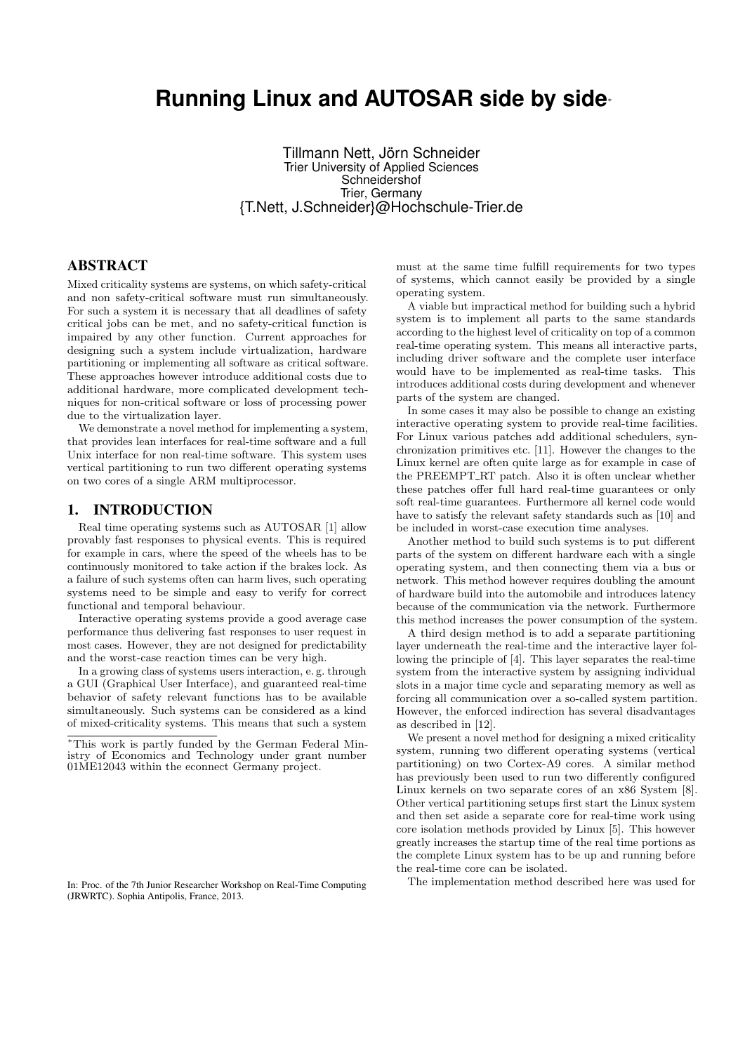# Running Linux and AUTOSAR side by side*

Tillmann Nett, Jörn Schneider
Trier University of Applied Sciences
Schneidershof
Trier, Germany
{T.Nett, J.Schneider}@Hochschule-Trier.de

## ABSTRACT

Mixed criticality systems are systems, on which safety-critical and non safety-critical software must run simultaneously. For such a system it is necessary that all deadlines of safety critical jobs can be met, and no safety-critical function is impaired by any other function. Current approaches for designing such a system include virtualization, hardware partitioning or implementing all software as critical software. These approaches however introduce additional costs due to additional hardware, more complicated development techniques for non-critical software or loss of processing power due to the virtualization layer.

We demonstrate a novel method for implementing a system, that provides lean interfaces for real-time software and a full Unix interface for non real-time software. This system uses vertical partitioning to run two different operating systems on two cores of a single ARM multiprocessor.

## 1. INTRODUCTION

Real time operating systems such as AUTOSAR [1] allow provably fast responses to physical events. This is required for example in cars, where the speed of the wheels has to be continuously monitored to take action if the brakes lock. As a failure of such systems often can harm lives, such operating systems need to be simple and easy to verify for correct functional and temporal behaviour.

Interactive operating systems provide a good average case performance thus delivering fast responses to user request in most cases. However, they are not designed for predictability and the worst-case reaction times can be very high.

In a growing class of systems users interaction, e. g. through a GUI (Graphical User Interface), and guaranteed real-time behavior of safety relevant functions has to be available simultaneously. Such systems can be considered as a kind of mixed-criticality systems. This means that such a system must at the same time fulfill requirements for two types of systems, which cannot easily be provided by a single operating system.

A viable but impractical method for building such a hybrid system is to implement all parts to the same standards according to the highest level of criticality on top of a common real-time operating system. This means all interactive parts, including driver software and the complete user interface would have to be implemented as real-time tasks. This introduces additional costs during development and whenever parts of the system are changed.

In some cases it may also be possible to change an existing interactive operating system to provide real-time facilities. For Linux various patches add additional schedulers, synchronization primitives etc. [11]. However the changes to the Linux kernel are often quite large as for example in case of the PREEMPT_RT patch. Also it is often unclear whether these patches offer full hard real-time guarantees or only soft real-time guarantees. Furthermore all kernel code would have to satisfy the relevant safety standards such as [10] and be included in worst-case execution time analyses.

Another method to build such systems is to put different parts of the system on different hardware each with a single operating system, and then connecting them via a bus or network. This method however requires doubling the amount of hardware build into the automobile and introduces latency because of the communication via the network. Furthermore this method increases the power consumption of the system.

A third design method is to add a separate partitioning layer underneath the real-time and the interactive layer following the principle of [4]. This layer separates the real-time system from the interactive system by assigning individual slots in a major time cycle and separating memory as well as forcing all communication over a so-called system partition. However, the enforced indirection has several disadvantages as described in [12].

We present a novel method for designing a mixed criticality system, running two different operating systems (vertical partitioning) on two Cortex-A9 cores. A similar method has previously been used to run two differently configured Linux kernels on two separate cores of an x86 System [8]. Other vertical partitioning setups first start the Linux system and then set aside a separate core for real-time work using core isolation methods provided by Linux [5]. This however greatly increases the startup time of the real time portions as the complete Linux system has to be up and running before the real-time core can be isolated.

The implementation method described here was used for

*This work is partly funded by the German Federal Ministry of Economics and Technology under grant number 01ME12043 within the econnect Germany project.

In: Proc. of the 7th Junior Researcher Workshop on Real-Time Computing (JRWRTC). Sophia Antipolis, France, 2013.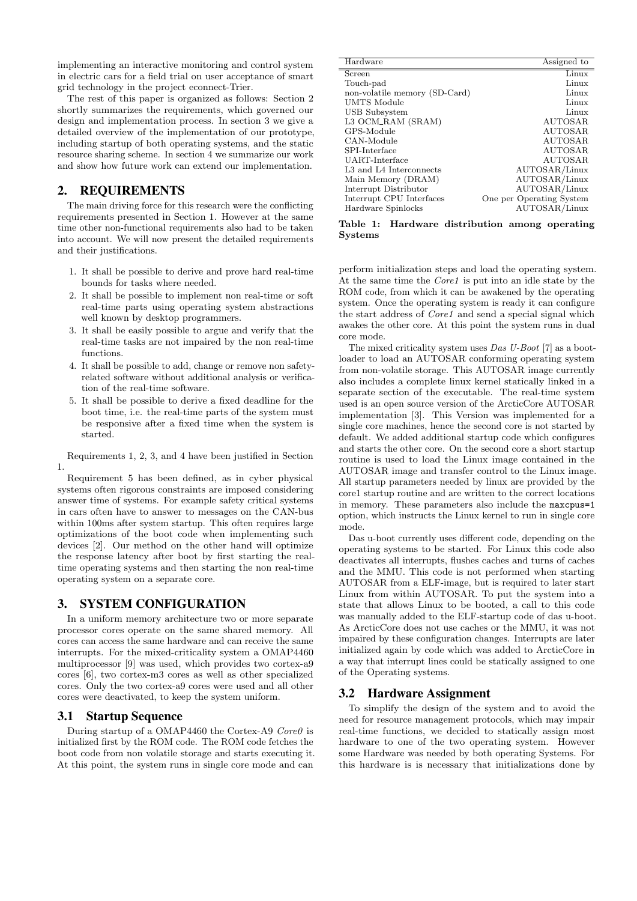implementing an interactive monitoring and control system in electric cars for a field trial on user acceptance of smart grid technology in the project econnect-Trier.

The rest of this paper is organized as follows: Section 2 shortly summarizes the requirements, which governed our design and implementation process. In section 3 we give a detailed overview of the implementation of our prototype, including startup of both operating systems, and the static resource sharing scheme. In section 4 we summarize our work and show how future work can extend our implementation.

## 2. REQUIREMENTS

The main driving force for this research were the conflicting requirements presented in Section 1. However at the same time other non-functional requirements also had to be taken into account. We will now present the detailed requirements and their justifications.

1. It shall be possible to derive and prove hard real-time bounds for tasks where needed.
2. It shall be possible to implement non real-time or soft real-time parts using operating system abstractions well known by desktop programmers.
3. It shall be easily possible to argue and verify that the real-time tasks are not impaired by the non real-time functions.
4. It shall be possible to add, change or remove non safety-related software without additional analysis or verification of the real-time software.
5. It shall be possible to derive a fixed deadline for the boot time, i.e. the real-time parts of the system must be responsive after a fixed time when the system is started.

Requirements 1, 2, 3, and 4 have been justified in Section 1.

Requirement 5 has been defined, as in cyber physical systems often rigorous constraints are imposed considering answer time of systems. For example safety critical systems in cars often have to answer to messages on the CAN-bus within 100ms after system startup. This often requires large optimizations of the boot code when implementing such devices [2]. Our method on the other hand will optimize the response latency after boot by first starting the real-time operating systems and then starting the non real-time operating system on a separate core.

## 3. SYSTEM CONFIGURATION

In a uniform memory architecture two or more separate processor cores operate on the same shared memory. All cores can access the same hardware and can receive the same interrupts. For the mixed-criticality system a OMAP4460 multiprocessor [9] was used, which provides two cortex-a9 cores [6], two cortex-m3 cores as well as other specialized cores. Only the two cortex-a9 cores were used and all other cores were deactivated, to keep the system uniform.

### 3.1 Startup Sequence

During startup of a OMAP4460 the Cortex-A9 *Core0* is initialized first by the ROM code. The ROM code fetches the boot code from non volatile storage and starts executing it. At this point, the system runs in single core mode and can perform initialization steps and load the operating system. At the same time the *Core1* is put into an idle state by the ROM code, from which it can be awakened by the operating system. Once the operating system is ready it can configure the start address of *Core1* and send a special signal which awakes the other core. At this point the system runs in dual core mode.

The mixed criticality system uses *Das U-Boot* [7] as a bootloader to load an AUTOSAR conforming operating system from non-volatile storage. This AUTOSAR image currently also includes a complete linux kernel statically linked in a separate section of the executable. The real-time system used is an open source version of the ArcticCore AUTOSAR implementation [3]. This Version was implemented for a single core machines, hence the second core is not started by default. We added additional startup code which configures and starts the other core. On the second core a short startup routine is used to load the Linux image contained in the AUTOSAR image and transfer control to the Linux image. All startup parameters needed by linux are provided by the core1 startup routine and are written to the correct locations in memory. These parameters also include the `maxcpus=1` option, which instructs the Linux kernel to run in single core mode.

Das u-boot currently uses different code, depending on the operating systems to be started. For Linux this code also deactivates all interrupts, flushes caches and turns of caches and the MMU. This code is not performed when starting AUTOSAR from a ELF-image, but is required to later start Linux from within AUTOSAR. To put the system into a state that allows Linux to be booted, a call to this code was manually added to the ELF-startup code of das u-boot. As ArcticCore does not use caches or the MMU, it was not impaired by these configuration changes. Interrupts are later initialized again by code which was added to ArcticCore in a way that interrupt lines could be statically assigned to one of the Operating systems.

| Hardware | Assigned to |
|---|---|
| Screen | Linux |
| Touch-pad | Linux |
| non-volatile memory (SD-Card) | Linux |
| UMTS Module | Linux |
| USB Subsystem | Linux |
| L3 OCM_RAM (SRAM) | AUTOSAR |
| GPS-Module | AUTOSAR |
| CAN-Module | AUTOSAR |
| SPI-Interface | AUTOSAR |
| UART-Interface | AUTOSAR |
| L3 and L4 Interconnects | AUTOSAR/Linux |
| Main Memory (DRAM) | AUTOSAR/Linux |
| Interrupt Distributor | AUTOSAR/Linux |
| Interrupt CPU Interfaces | One per Operating System |
| Hardware Spinlocks | AUTOSAR/Linux |

**Table 1: Hardware distribution among operating Systems**

### 3.2 Hardware Assignment

To simplify the design of the system and to avoid the need for resource management protocols, which may impair real-time functions, we decided to statically assign most hardware to one of the two operating system. However some Hardware was needed by both operating Systems. For this hardware is is necessary that initializations done by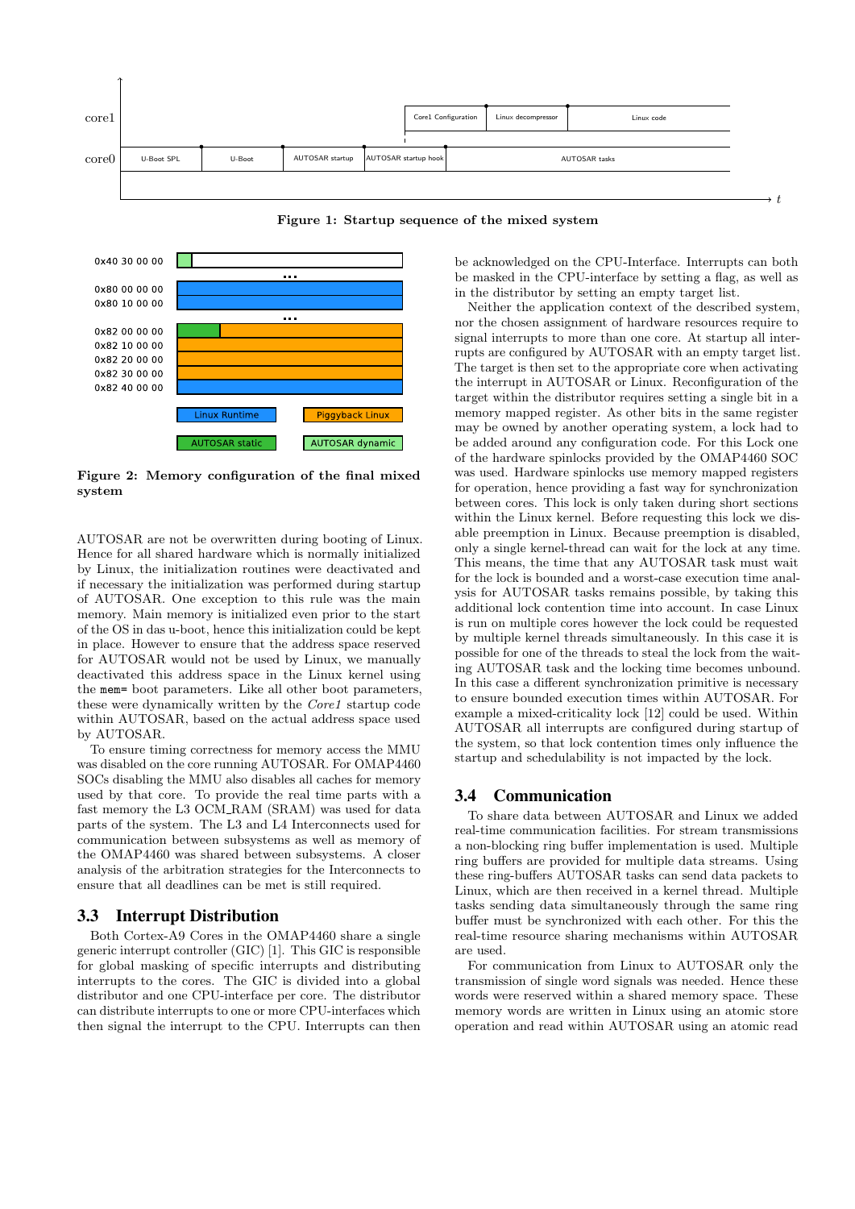**Figure 1: Startup sequence of the mixed system**

**Figure 2: Memory configuration of the final mixed system**

AUTOSAR are not be overwritten during booting of Linux. Hence for all shared hardware which is normally initialized by Linux, the initialization routines were deactivated and if necessary the initialization was performed during startup of AUTOSAR. One exception to this rule was the main memory. Main memory is initialized even prior to the start of the OS in das u-boot, hence this initialization could be kept in place. However to ensure that the address space reserved for AUTOSAR would not be used by Linux, we manually deactivated this address space in the Linux kernel using the `mem=` boot parameters. Like all other boot parameters, these were dynamically written by the *Core1* startup code within AUTOSAR, based on the actual address space used by AUTOSAR.

To ensure timing correctness for memory access the MMU was disabled on the core running AUTOSAR. For OMAP4460 SOCs disabling the MMU also disables all caches for memory used by that core. To provide the real time parts with a fast memory the L3 OCM_RAM (SRAM) was used for data parts of the system. The L3 and L4 Interconnects used for communication between subsystems as well as memory of the OMAP4460 was shared between subsystems. A closer analysis of the arbitration strategies for the Interconnects to ensure that all deadlines can be met is still required.

## 3.3 Interrupt Distribution

Both Cortex-A9 Cores in the OMAP4460 share a single generic interrupt controller (GIC) [1]. This GIC is responsible for global masking of specific interrupts and distributing interrupts to the cores. The GIC is divided into a global distributor and one CPU-interface per core. The distributor can distribute interrupts to one or more CPU-interfaces which then signal the interrupt to the CPU. Interrupts can then be acknowledged on the CPU-Interface. Interrupts can both be masked in the CPU-interface by setting a flag, as well as in the distributor by setting an empty target list.

Neither the application context of the described system, nor the chosen assignment of hardware resources require to signal interrupts to more than one core. At startup all interrupts are configured by AUTOSAR with an empty target list. The target is then set to the appropriate core when activating the interrupt in AUTOSAR or Linux. Reconfiguration of the target within the distributor requires setting a single bit in a memory mapped register. As other bits in the same register may be owned by another operating system, a lock had to be added around any configuration code. For this Lock one of the hardware spinlocks provided by the OMAP4460 SOC was used. Hardware spinlocks use memory mapped registers for operation, hence providing a fast way for synchronization between cores. This lock is only taken during short sections within the Linux kernel. Before requesting this lock we disable preemption in Linux. Because preemption is disabled, only a single kernel-thread can wait for the lock at any time. This means, the time that any AUTOSAR task must wait for the lock is bounded and a worst-case execution time analysis for AUTOSAR tasks remains possible, by taking this additional lock contention time into account. In case Linux is run on multiple cores however the lock could be requested by multiple kernel threads simultaneously. In this case it is possible for one of the threads to steal the lock from the waiting AUTOSAR task and the locking time becomes unbound. In this case a different synchronization primitive is necessary to ensure bounded execution times within AUTOSAR. For example a mixed-criticality lock [12] could be used. Within AUTOSAR all interrupts are configured during startup of the system, so that lock contention times only influence the startup and schedulability is not impacted by the lock.

## 3.4 Communication

To share data between AUTOSAR and Linux we added real-time communication facilities. For stream transmissions a non-blocking ring buffer implementation is used. Multiple ring buffers are provided for multiple data streams. Using these ring-buffers AUTOSAR tasks can send data packets to Linux, which are then received in a kernel thread. Multiple tasks sending data simultaneously through the same ring buffer must be synchronized with each other. For this the real-time resource sharing mechanisms within AUTOSAR are used.

For communication from Linux to AUTOSAR only the transmission of single word signals was needed. Hence these words were reserved within a shared memory space. These memory words are written in Linux using an atomic store operation and read within AUTOSAR using an atomic read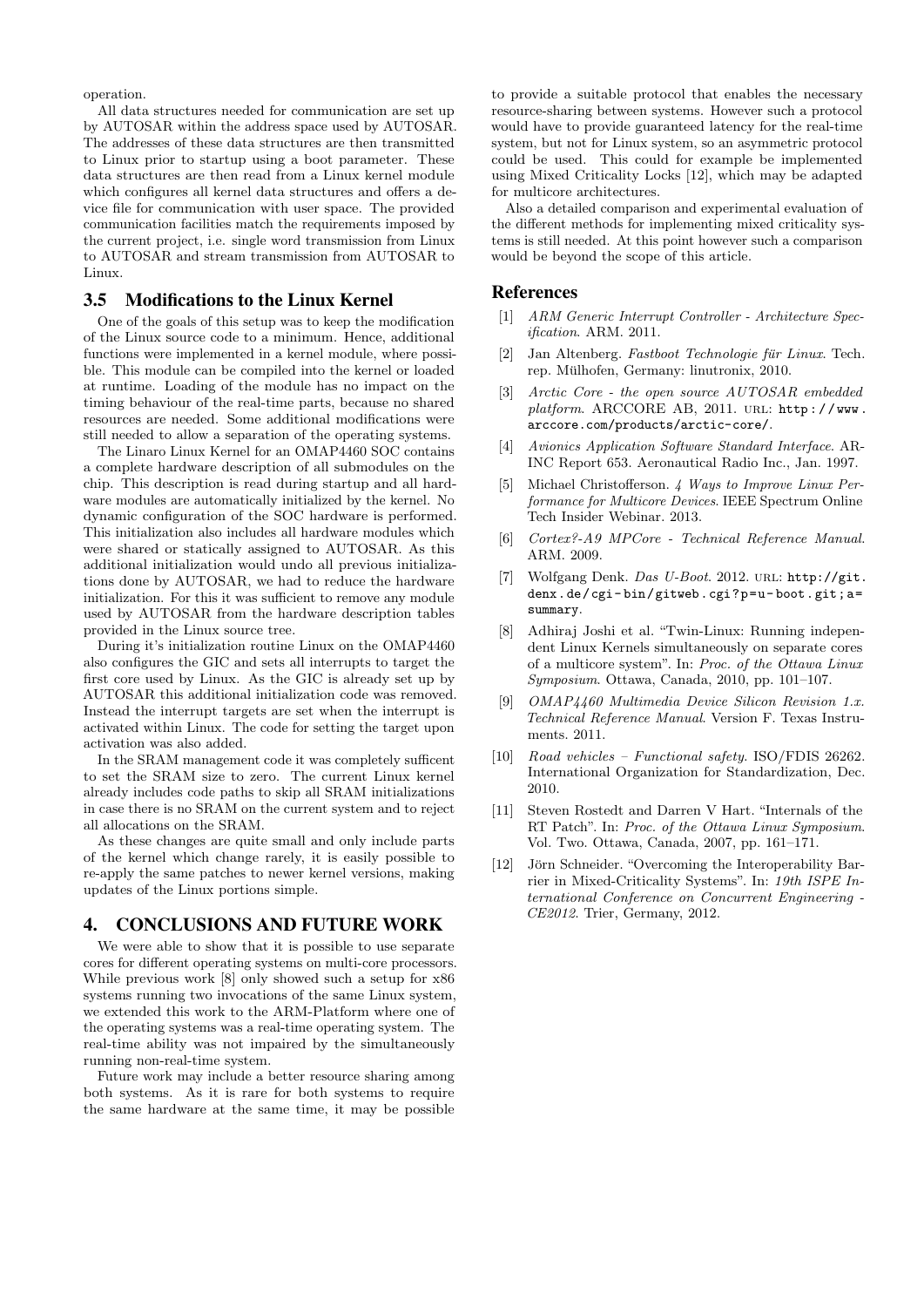operation.

All data structures needed for communication are set up by AUTOSAR within the address space used by AUTOSAR. The addresses of these data structures are then transmitted to Linux prior to startup using a boot parameter. These data structures are then read from a Linux kernel module which configures all kernel data structures and offers a device file for communication with user space. The provided communication facilities match the requirements imposed by the current project, i.e. single word transmission from Linux to AUTOSAR and stream transmission from AUTOSAR to Linux.

### 3.5 Modifications to the Linux Kernel

One of the goals of this setup was to keep the modification of the Linux source code to a minimum. Hence, additional functions were implemented in a kernel module, where possible. This module can be compiled into the kernel or loaded at runtime. Loading of the module has no impact on the timing behaviour of the real-time parts, because no shared resources are needed. Some additional modifications were still needed to allow a separation of the operating systems.

The Linaro Linux Kernel for an OMAP4460 SOC contains a complete hardware description of all submodules on the chip. This description is read during startup and all hardware modules are automatically initialized by the kernel. No dynamic configuration of the SOC hardware is performed. This initialization also includes all hardware modules which were shared or statically assigned to AUTOSAR. As this additional initialization would undo all previous initializations done by AUTOSAR, we had to reduce the hardware initialization. For this it was sufficient to remove any module used by AUTOSAR from the hardware description tables provided in the Linux source tree.

During it's initialization routine Linux on the OMAP4460 also configures the GIC and sets all interrupts to target the first core used by Linux. As the GIC is already set up by AUTOSAR this additional initialization code was removed. Instead the interrupt targets are set when the interrupt is activated within Linux. The code for setting the target upon activation was also added.

In the SRAM management code it was completely sufficent to set the SRAM size to zero. The current Linux kernel already includes code paths to skip all SRAM initializations in case there is no SRAM on the current system and to reject all allocations on the SRAM.

As these changes are quite small and only include parts of the kernel which change rarely, it is easily possible to re-apply the same patches to newer kernel versions, making updates of the Linux portions simple.

## 4. CONCLUSIONS AND FUTURE WORK

We were able to show that it is possible to use separate cores for different operating systems on multi-core processors. While previous work [8] only showed such a setup for x86 systems running two invocations of the same Linux system, we extended this work to the ARM-Platform where one of the operating systems was a real-time operating system. The real-time ability was not impaired by the simultaneously running non-real-time system.

Future work may include a better resource sharing among both systems. As it is rare for both systems to require the same hardware at the same time, it may be possible to provide a suitable protocol that enables the necessary resource-sharing between systems. However such a protocol would have to provide guaranteed latency for the real-time system, but not for Linux system, so an asymmetric protocol could be used. This could for example be implemented using Mixed Criticality Locks [12], which may be adapted for multicore architectures.

Also a detailed comparison and experimental evaluation of the different methods for implementing mixed criticality systems is still needed. At this point however such a comparison would be beyond the scope of this article.

## References

[1] *ARM Generic Interrupt Controller - Architecture Specification*. ARM. 2011.

[2] Jan Altenberg. *Fastboot Technologie für Linux*. Tech. rep. Mülhofen, Germany: linutronix, 2010.

[3] *Arctic Core - the open source AUTOSAR embedded platform*. ARCCORE AB, 2011. URL: http://www.arccore.com/products/arctic-core/.

[4] *Avionics Application Software Standard Interface*. ARINC Report 653. Aeronautical Radio Inc., Jan. 1997.

[5] Michael Christofferson. *4 Ways to Improve Linux Performance for Multicore Devices*. IEEE Spectrum Online Tech Insider Webinar. 2013.

[6] *Cortex?-A9 MPCore - Technical Reference Manual*. ARM. 2009.

[7] Wolfgang Denk. *Das U-Boot*. 2012. URL: http://git.denx.de/cgi-bin/gitweb.cgi?p=u-boot.git;a=summary.

[8] Adhiraj Joshi et al. "Twin-Linux: Running independent Linux Kernels simultaneously on separate cores of a multicore system". In: *Proc. of the Ottawa Linux Symposium*. Ottawa, Canada, 2010, pp. 101–107.

[9] *OMAP4460 Multimedia Device Silicon Revision 1.x. Technical Reference Manual*. Version F. Texas Instruments. 2011.

[10] *Road vehicles – Functional safety*. ISO/FDIS 26262. International Organization for Standardization, Dec. 2010.

[11] Steven Rostedt and Darren V Hart. "Internals of the RT Patch". In: *Proc. of the Ottawa Linux Symposium*. Vol. Two. Ottawa, Canada, 2007, pp. 161–171.

[12] Jörn Schneider. "Overcoming the Interoperability Barrier in Mixed-Criticality Systems". In: *19th ISPE International Conference on Concurrent Engineering - CE2012*. Trier, Germany, 2012.